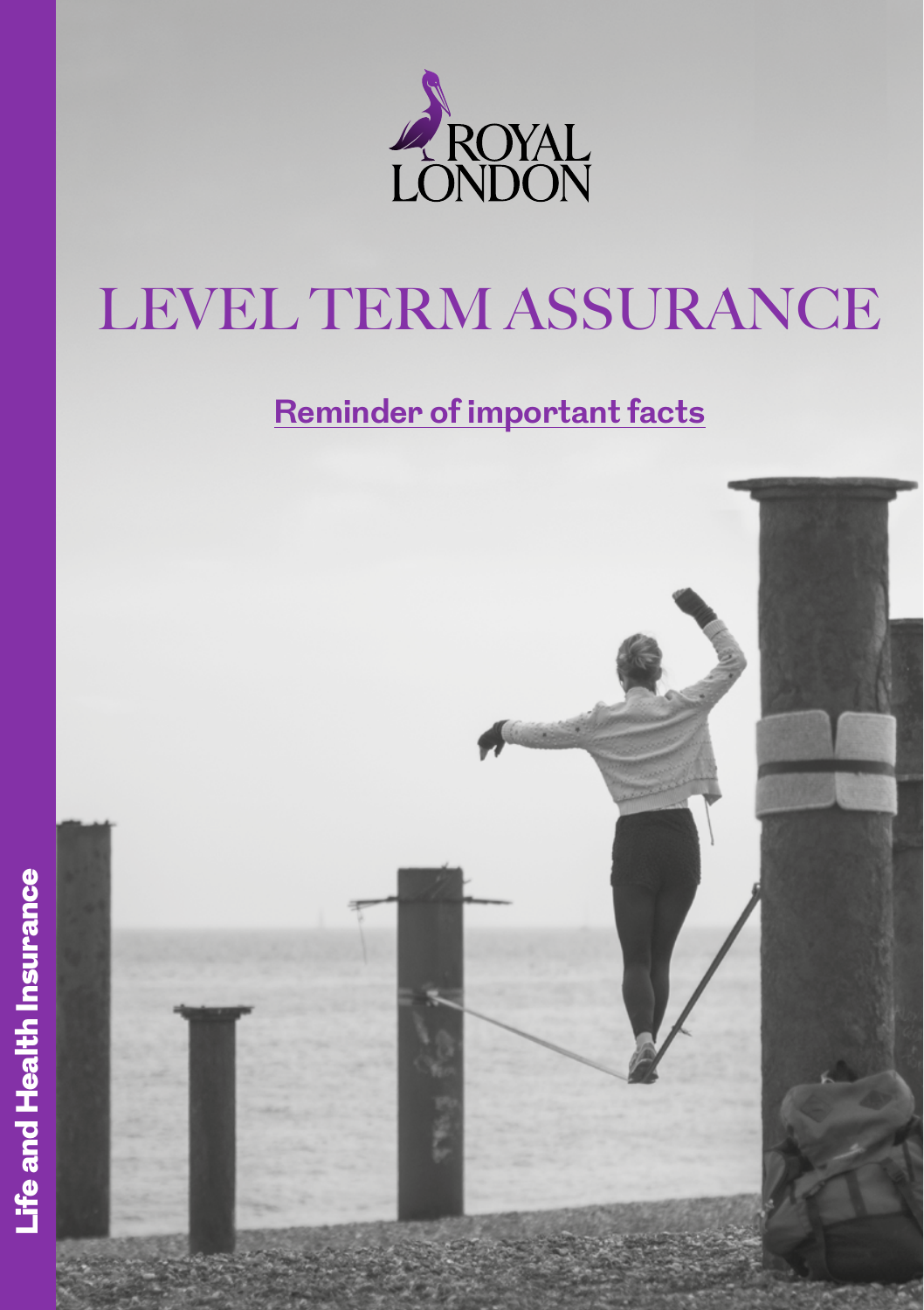ROYAL LONDON

# LEVEL TERM ASSURANCE

## Reminder of important facts

Life and Health Insurance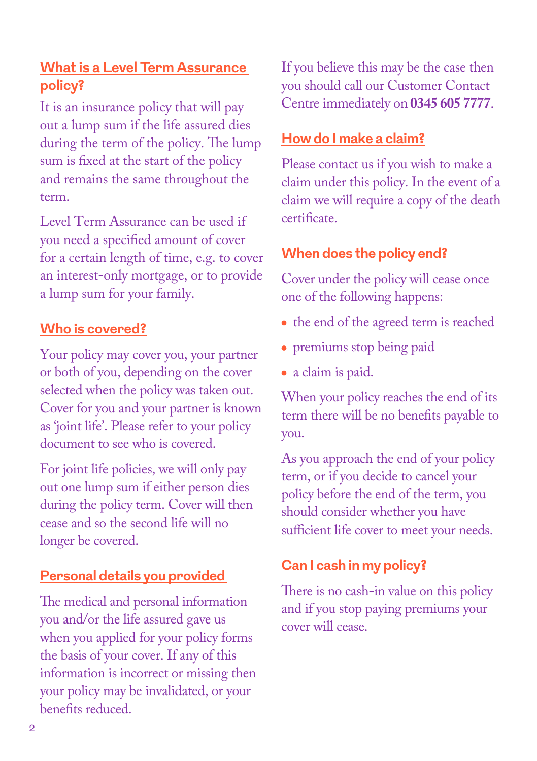## What is a Level Term Assurance policy?

It is an insurance policy that will pay out a lump sum if the life assured dies during the term of the policy. The lump sum is fixed at the start of the policy and remains the same throughout the term.

Level Term Assurance can be used if you need a specified amount of cover for a certain length of time, e.g. to cover an interest-only mortgage, or to provide a lump sum for your family.

## Who is covered?

Your policy may cover you, your partner or both of you, depending on the cover selected when the policy was taken out. Cover for you and your partner is known as 'joint life'. Please refer to your policy document to see who is covered.

For joint life policies, we will only pay out one lump sum if either person dies during the policy term. Cover will then cease and so the second life will no longer be covered.

## Personal details you provided

The medical and personal information you and/or the life assured gave us when you applied for your policy forms the basis of your cover. If any of this information is incorrect or missing then your policy may be invalidated, or your benefits reduced.

If you believe this may be the case then you should call our Customer Contact Centre immediately on **0345 605 7777**.

## How do I make a claim?

Please contact us if you wish to make a claim under this policy. In the event of a claim we will require a copy of the death certificate.

## When does the policy end?

Cover under the policy will cease once one of the following happens:

- the end of the agreed term is reached
- premiums stop being paid
- a claim is paid.

When your policy reaches the end of its term there will be no benefits payable to you.

As you approach the end of your policy term, or if you decide to cancel your policy before the end of the term, you should consider whether you have sufficient life cover to meet your needs.

## Can I cash in my policy?

There is no cash-in value on this policy and if you stop paying premiums your cover will cease.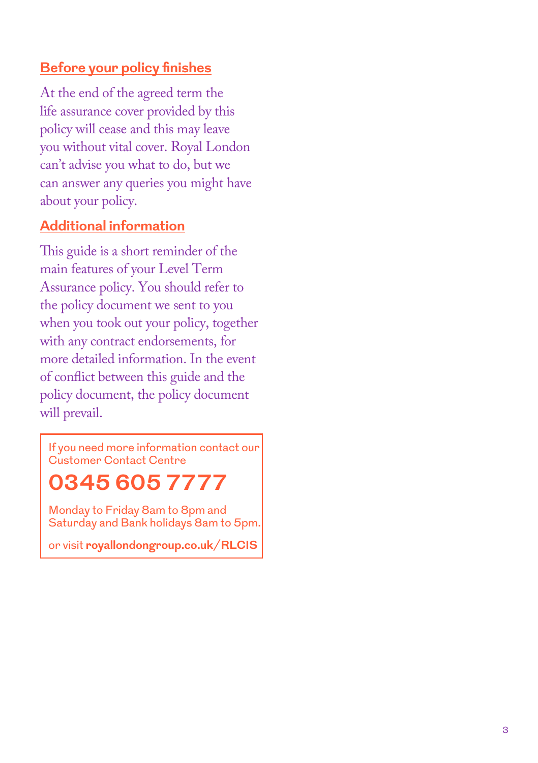## Before your policy finishes

At the end of the agreed term the life assurance cover provided by this policy will cease and this may leave you without vital cover. Royal London can't advise you what to do, but we can answer any queries you might have about your policy.

## Additional information

This guide is a short reminder of the main features of your Level Term Assurance policy. You should refer to the policy document we sent to you when you took out your policy, together with any contract endorsements, for more detailed information. In the event of conflict between this guide and the policy document, the policy document will prevail.

If you need more information contact our Customer Contact Centre

**0345 605 7777**

Monday to Friday 8am to 8pm and Saturday and Bank holidays 8am to 5pm.

or visit **royallondongroup.co.uk/RLCIS**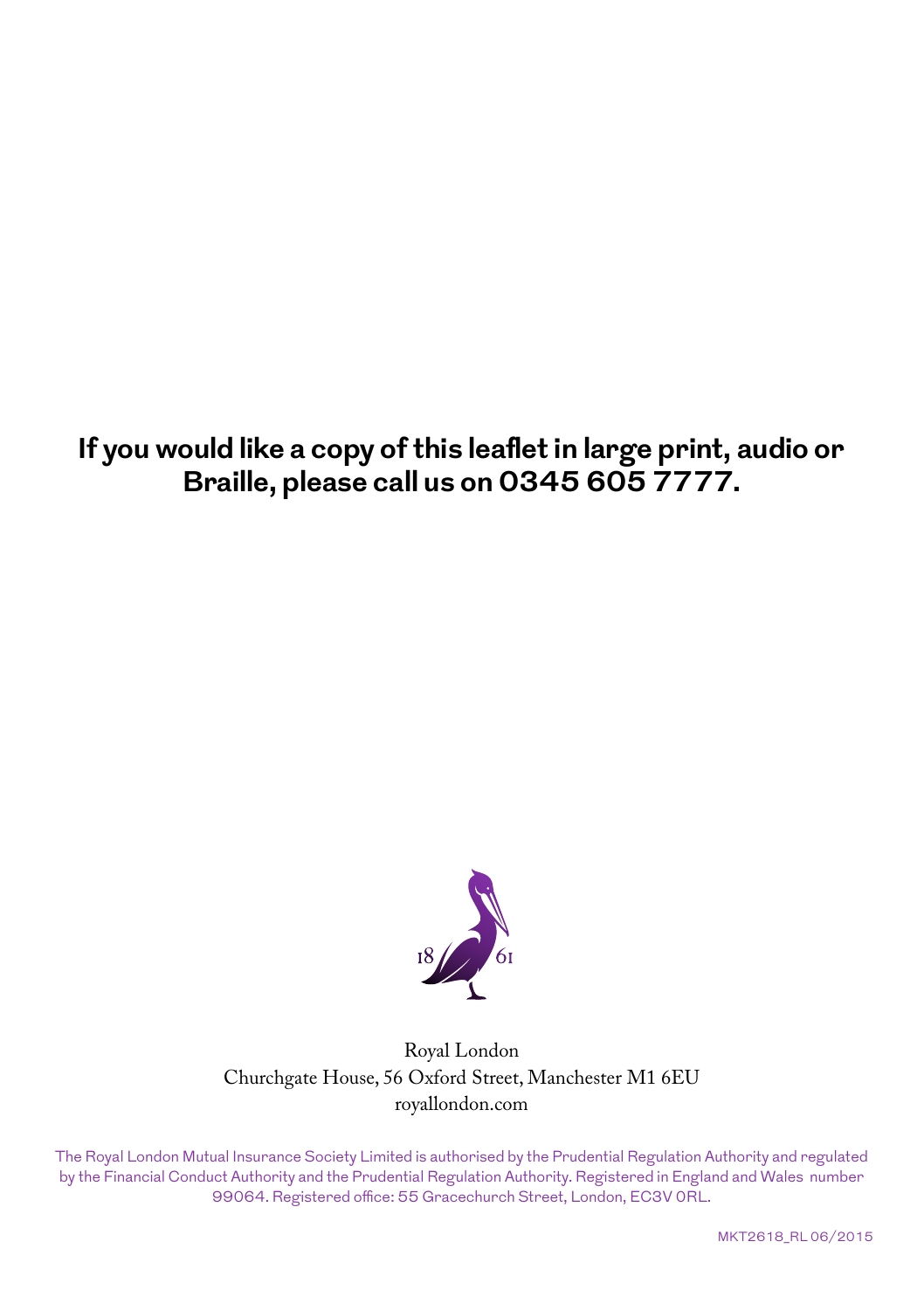**If you would like a copy of this leaflet in large print, audio or Braille, please call us on 0345 605 7777.**

18 61

Royal London
Churchgate House, 56 Oxford Street, Manchester M1 6EU
royallondon.com

The Royal London Mutual Insurance Society Limited is authorised by the Prudential Regulation Authority and regulated by the Financial Conduct Authority and the Prudential Regulation Authority. Registered in England and Wales number 99064. Registered office: 55 Gracechurch Street, London, EC3V 0RL.

MKT2618_RL 06/2015